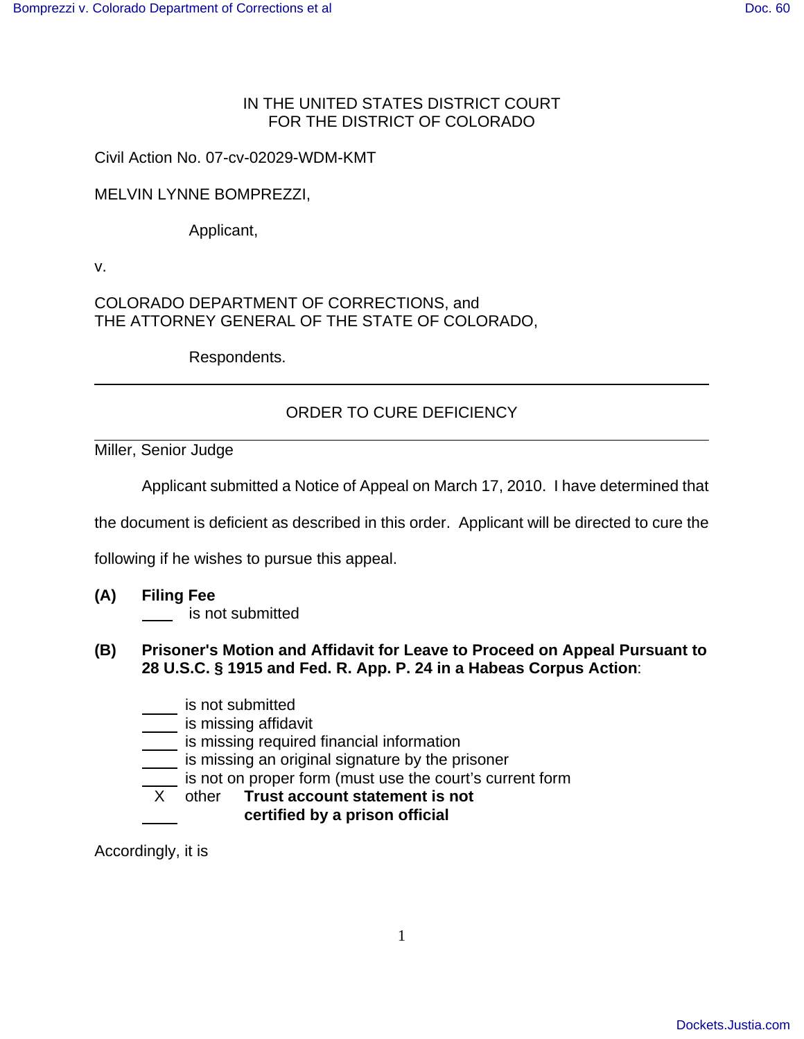IN THE UNITED STATES DISTRICT COURT
FOR THE DISTRICT OF COLORADO

Civil Action No. 07-cv-02029-WDM-KMT

MELVIN LYNNE BOMPREZZI,

Applicant,

v.

COLORADO DEPARTMENT OF CORRECTIONS, and
THE ATTORNEY GENERAL OF THE STATE OF COLORADO,

Respondents.

---

ORDER TO CURE DEFICIENCY

---

Miller, Senior Judge

Applicant submitted a Notice of Appeal on March 17, 2010. I have determined that the document is deficient as described in this order. Applicant will be directed to cure the following if he wishes to pursue this appeal.

**(A) Filing Fee**

\_\_\_\_ is not submitted

**(B) Prisoner's Motion and Affidavit for Leave to Proceed on Appeal Pursuant to 28 U.S.C. § 1915 and Fed. R. App. P. 24 in a Habeas Corpus Action**:

\_\_\_\_ is not submitted
\_\_\_\_ is missing affidavit
\_\_\_\_ is missing required financial information
\_\_\_\_ is missing an original signature by the prisoner
\_\_\_\_ is not on proper form (must use the court's current form
X other **Trust account statement is not certified by a prison official**
\_\_\_\_

Accordingly, it is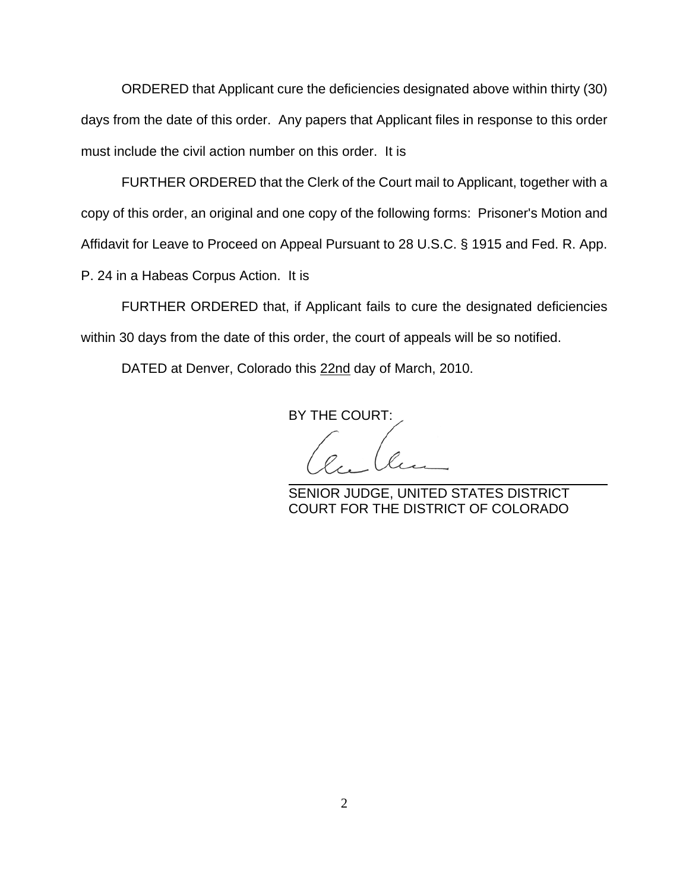ORDERED that Applicant cure the deficiencies designated above within thirty (30) days from the date of this order. Any papers that Applicant files in response to this order must include the civil action number on this order. It is

FURTHER ORDERED that the Clerk of the Court mail to Applicant, together with a copy of this order, an original and one copy of the following forms: Prisoner's Motion and Affidavit for Leave to Proceed on Appeal Pursuant to 28 U.S.C. § 1915 and Fed. R. App. P. 24 in a Habeas Corpus Action. It is

FURTHER ORDERED that, if Applicant fails to cure the designated deficiencies within 30 days from the date of this order, the court of appeals will be so notified.

DATED at Denver, Colorado this 22nd day of March, 2010.

BY THE COURT:

SENIOR JUDGE, UNITED STATES DISTRICT COURT FOR THE DISTRICT OF COLORADO